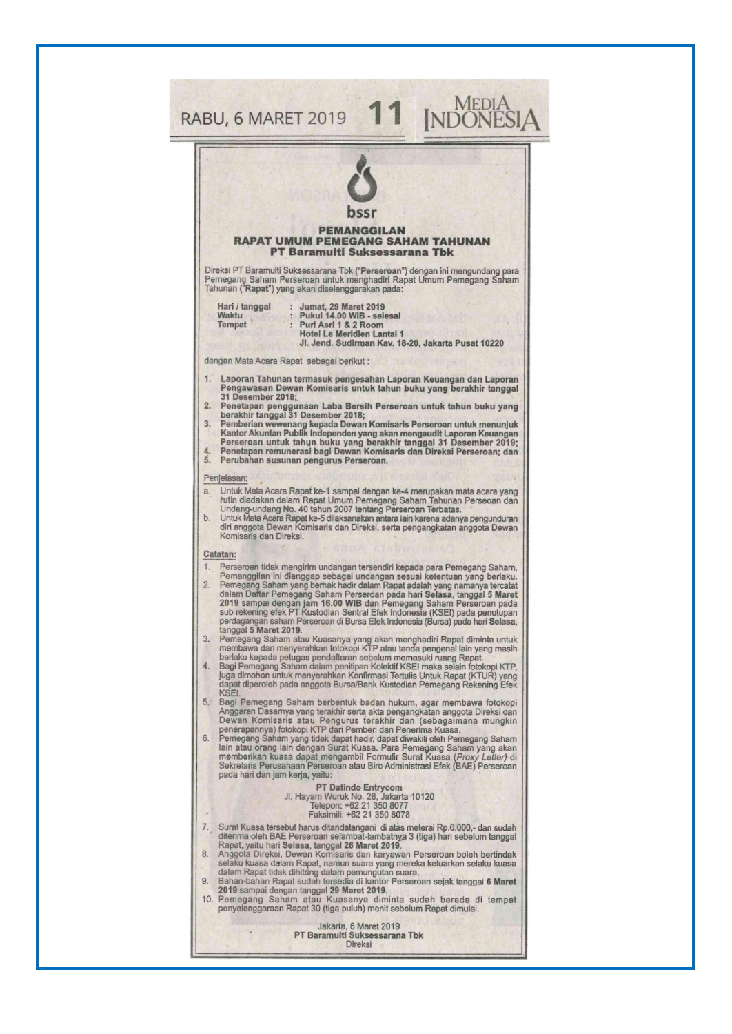bssr

# PEMANGGILAN
# RAPAT UMUM PEMEGANG SAHAM TAHUNAN
## PT Baramulti Suksessarana Tbk

Direksi PT Baramulti Suksessarana Tbk ("**Perseroan**") dengan ini mengundang para Pemegang Saham Perseroan untuk menghadiri Rapat Umum Pemegang Saham Tahunan ("**Rapat**") yang akan diselenggarakan pada:

| | | |
|---|---|---|
| **Hari / tanggal** | : | **Jumat, 29 Maret 2019** |
| **Waktu** | : | **Pukul 14.00 WIB - selesai** |
| **Tempat** | : | **Puri Asri 1 & 2 Room<br>Hotel Le Meridien Lantai 1<br>Jl. Jend. Sudirman Kav. 18-20, Jakarta Pusat 10220** |

dengan Mata Acara Rapat sebagai berikut :

1. **Laporan Tahunan termasuk pengesahan Laporan Keuangan dan Laporan Pengawasan Dewan Komisaris untuk tahun buku yang berakhir tanggal 31 Desember 2018;**
2. **Penetapan penggunaan Laba Bersih Perseroan untuk tahun buku yang berakhir tanggal 31 Desember 2018;**
3. **Pemberian wewenang kepada Dewan Komisaris Perseroan untuk menunjuk Kantor Akuntan Publik Independen yang akan mengaudit Laporan Keuangan Perseroan untuk tahun buku yang berakhir tanggal 31 Desember 2019;**
4. **Penetapan remunerasi bagi Dewan Komisaris dan Direksi Perseroan; dan**
5. **Perubahan susunan pengurus Perseroan.**

Penjelasan:

a. Untuk Mata Acara Rapat ke-1 sampai dengan ke-4 merupakan mata acara yang rutin diadakan dalam Rapat Umum Pemegang Saham Tahunan Perseoan dan Undang-undang No. 40 tahun 2007 tentang Perseroan Terbatas.

b. Untuk Mata Acara Rapat ke-5 dilaksanakan antara lain karena adanya pengunduran diri anggota Dewan Komisaris dan Direksi, serta pengangkatan anggota Dewan Komisaris dan Direksi.

**Catatan:**

1. Perseroan tidak mengirim undangan tersendiri kepada para Pemegang Saham, Pemanggilan ini dianggap sebagai undangan sesuai ketentuan yang berlaku.
2. Pemegang Saham yang berhak hadir dalam Rapat adalah yang namanya tercatat dalam Daftar Pemegang Saham Perseroan pada hari **Selasa**, tanggal **5 Maret 2019** sampai dengan **jam 16.00 WIB** dan Pemegang Saham Perseroan pada sub rekening efek PT Kustodian Sentral Efek Indonesia (KSEI) pada penutupan perdagangan saham Perseroan di Bursa Efek Indonesia (Bursa) pada hari **Selasa**, tanggal **5 Maret 2019**.
3. Pemegang Saham atau Kuasanya yang akan menghadiri Rapat diminta untuk membawa dan menyerahkan fotokopi KTP atau tanda pengenal lain yang masih berlaku kepada petugas pendaftaran sebelum memasuki ruang Rapat.
4. Bagi Pemegang Saham dalam penitipan Kolektif KSEI maka selain fotokopi KTP, juga dimohon untuk menyerahkan Konfirmasi Tertulis Untuk Rapat (KTUR) yang dapat diperoleh pada anggota Bursa/Bank Kustodian Pemegang Rekening Efek KSEI.
5. Bagi Pemegang Saham berbentuk badan hukum, agar membawa fotokopi Anggaran Dasarnya yang terakhir serta akta pengangkatan anggota Direksi dan Dewan Komisaris atau Pengurus terakhir dan (sebagaimana mungkin penerapannya) fotokopi KTP dari Pemberi dan Penerima Kuasa.
6. Pemegang Saham yang tidak dapat hadir, dapat diwakili oleh Pemegang Saham lain atau orang lain dengan Surat Kuasa. Para Pemegang Saham yang akan memberikan kuasa dapat mengambil Formulir Surat Kuasa (*Proxy Letter*) di Sekretaris Perusahaan Perseroan atau Biro Administrasi Efek (BAE) Perseroan pada hari dan jam kerja, yaitu:

   **PT Datindo Entrycom**
   Jl. Hayam Wuruk No. 28, Jakarta 10120
   Telepon: +62 21 350 8077
   Faksimili: +62 21 350 8078

7. Surat Kuasa tersebut harus ditandatangani di atas meterai Rp.6.000,- dan sudah diterima oleh BAE Perseroan selambat-lambatnya 3 (tiga) hari sebelum tanggal Rapat, yaitu hari **Selasa**, tanggal **26 Maret 2019**.
8. Anggota Direksi, Dewan Komisaris dan karyawan Perseroan boleh bertindak selaku kuasa dalam Rapat, namun suara yang mereka keluarkan selaku kuasa dalam Rapat tidak dihitung dalam pemungutan suara.
9. Bahan-bahan Rapat sudah tersedia di kantor Perseroan sejak tanggal **6 Maret 2019** sampai dengan tanggal **29 Maret 2019**.
10. Pemegang Saham atau Kuasanya diminta sudah berada di tempat penyelenggaraan Rapat 30 (tiga puluh) menit sebelum Rapat dimulai.

Jakarta, 6 Maret 2019
**PT Baramulti Suksessarana Tbk**
Direksi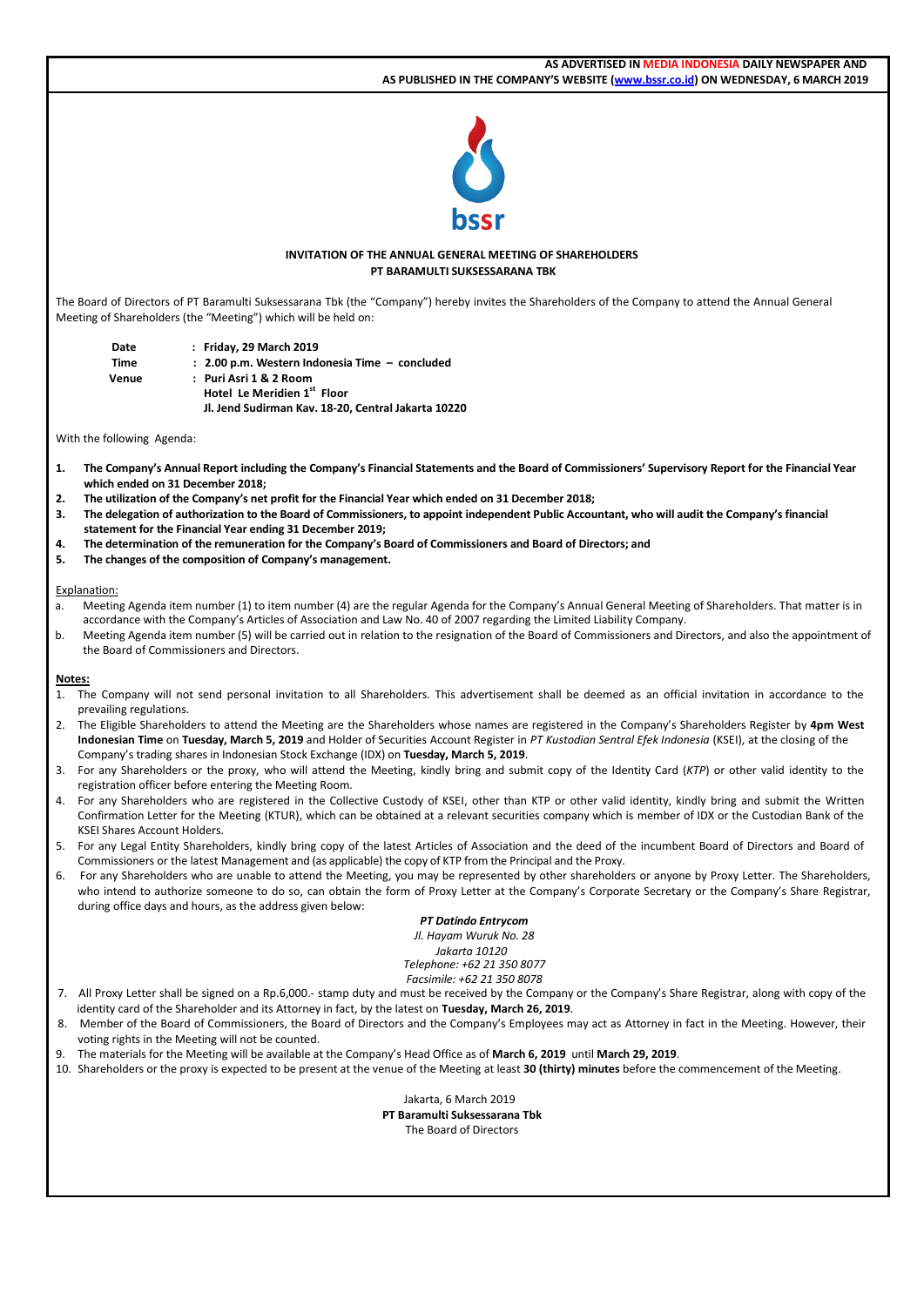**AS ADVERTISED IN MEDIA INDONESIA DAILY NEWSPAPER AND AS PUBLISHED IN THE COMPANY'S WEBSITE (www.bssr.co.id) ON WEDNESDAY, 6 MARCH 2019**

bssr

**INVITATION OF THE ANNUAL GENERAL MEETING OF SHAREHOLDERS**
**PT BARAMULTI SUKSESSARANA TBK**

The Board of Directors of PT Baramulti Suksessarana Tbk (the "Company") hereby invites the Shareholders of the Company to attend the Annual General Meeting of Shareholders (the "Meeting") which will be held on:

| | |
|---|---|
| **Date** | **: Friday, 29 March 2019** |
| **Time** | **: 2.00 p.m. Western Indonesia Time – concluded** |
| **Venue** | **: Puri Asri 1 & 2 Room**<br>**Hotel Le Meridien 1st Floor**<br>**Jl. Jend Sudirman Kav. 18-20, Central Jakarta 10220** |

With the following Agenda:

1. **The Company's Annual Report including the Company's Financial Statements and the Board of Commissioners' Supervisory Report for the Financial Year which ended on 31 December 2018;**
2. **The utilization of the Company's net profit for the Financial Year which ended on 31 December 2018;**
3. **The delegation of authorization to the Board of Commissioners, to appoint independent Public Accountant, who will audit the Company's financial statement for the Financial Year ending 31 December 2019;**
4. **The determination of the remuneration for the Company's Board of Commissioners and Board of Directors; and**
5. **The changes of the composition of Company's management.**

Explanation:

a. Meeting Agenda item number (1) to item number (4) are the regular Agenda for the Company's Annual General Meeting of Shareholders. That matter is in accordance with the Company's Articles of Association and Law No. 40 of 2007 regarding the Limited Liability Company.
b. Meeting Agenda item number (5) will be carried out in relation to the resignation of the Board of Commissioners and Directors, and also the appointment of the Board of Commissioners and Directors.

**Notes:**

1. The Company will not send personal invitation to all Shareholders. This advertisement shall be deemed as an official invitation in accordance to the prevailing regulations.
2. The Eligible Shareholders to attend the Meeting are the Shareholders whose names are registered in the Company's Shareholders Register by **4pm West Indonesian Time** on **Tuesday, March 5, 2019** and Holder of Securities Account Register in *PT Kustodian Sentral Efek Indonesia* (KSEI), at the closing of the Company's trading shares in Indonesian Stock Exchange (IDX) on **Tuesday, March 5, 2019**.
3. For any Shareholders or the proxy, who will attend the Meeting, kindly bring and submit copy of the Identity Card (*KTP*) or other valid identity to the registration officer before entering the Meeting Room.
4. For any Shareholders who are registered in the Collective Custody of KSEI, other than KTP or other valid identity, kindly bring and submit the Written Confirmation Letter for the Meeting (KTUR), which can be obtained at a relevant securities company which is member of IDX or the Custodian Bank of the KSEI Shares Account Holders.
5. For any Legal Entity Shareholders, kindly bring copy of the latest Articles of Association and the deed of the incumbent Board of Directors and Board of Commissioners or the latest Management and (as applicable) the copy of KTP from the Principal and the Proxy.
6. For any Shareholders who are unable to attend the Meeting, you may be represented by other shareholders or anyone by Proxy Letter. The Shareholders, who intend to authorize someone to do so, can obtain the form of Proxy Letter at the Company's Corporate Secretary or the Company's Share Registrar, during office days and hours, as the address given below:

   ***PT Datindo Entrycom***
   *Jl. Hayam Wuruk No. 28*
   *Jakarta 10120*
   *Telephone: +62 21 350 8077*
   *Facsimile: +62 21 350 8078*

7. All Proxy Letter shall be signed on a Rp.6,000.- stamp duty and must be received by the Company or the Company's Share Registrar, along with copy of the identity card of the Shareholder and its Attorney in fact, by the latest on **Tuesday, March 26, 2019**.
8. Member of the Board of Commissioners, the Board of Directors and the Company's Employees may act as Attorney in fact in the Meeting. However, their voting rights in the Meeting will not be counted.
9. The materials for the Meeting will be available at the Company's Head Office as of **March 6, 2019** until **March 29, 2019**.
10. Shareholders or the proxy is expected to be present at the venue of the Meeting at least **30 (thirty) minutes** before the commencement of the Meeting.

Jakarta, 6 March 2019
**PT Baramulti Suksessarana Tbk**
The Board of Directors